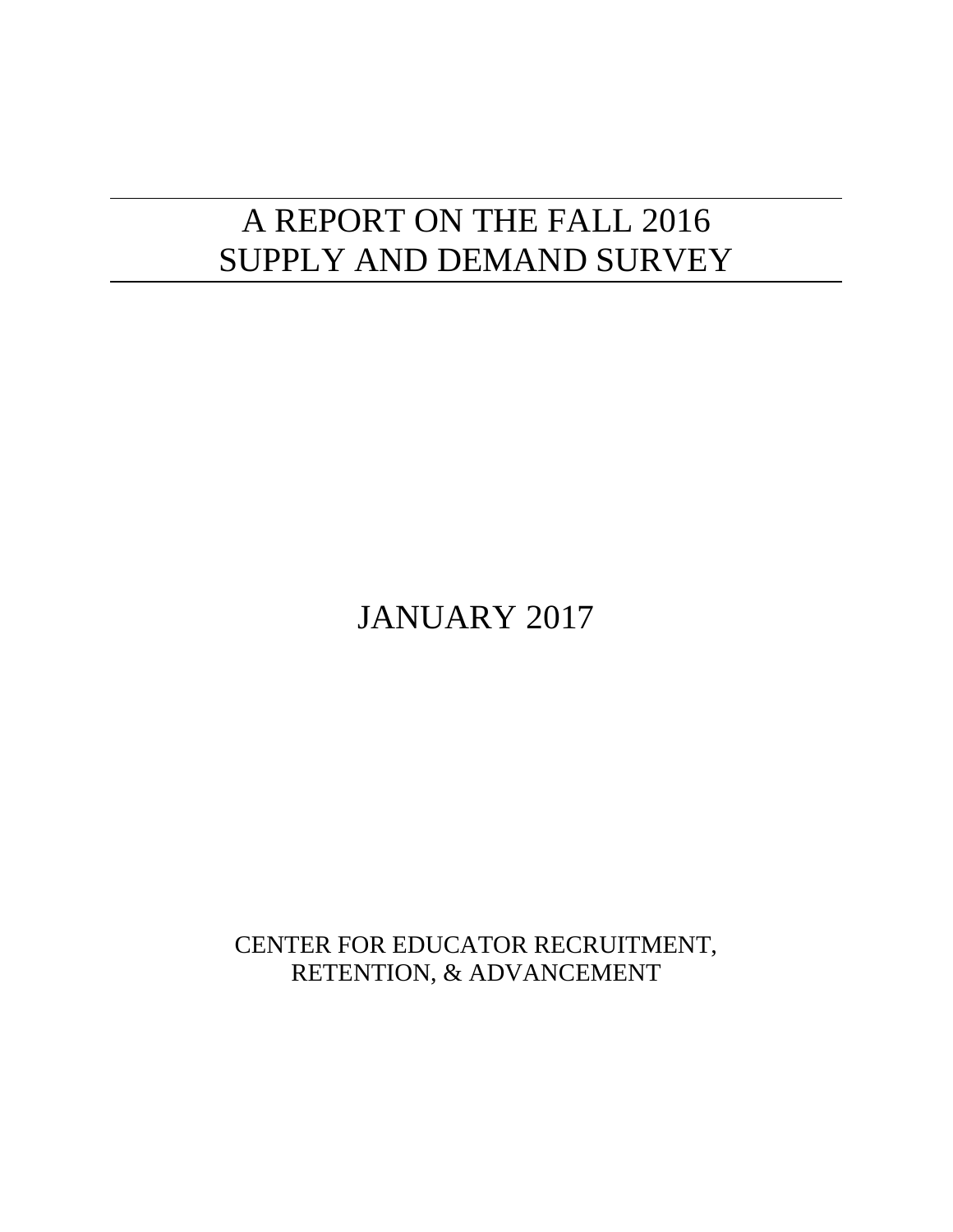# A REPORT ON THE FALL 2016 SUPPLY AND DEMAND SURVEY

JANUARY 2017

CENTER FOR EDUCATOR RECRUITMENT, RETENTION, & ADVANCEMENT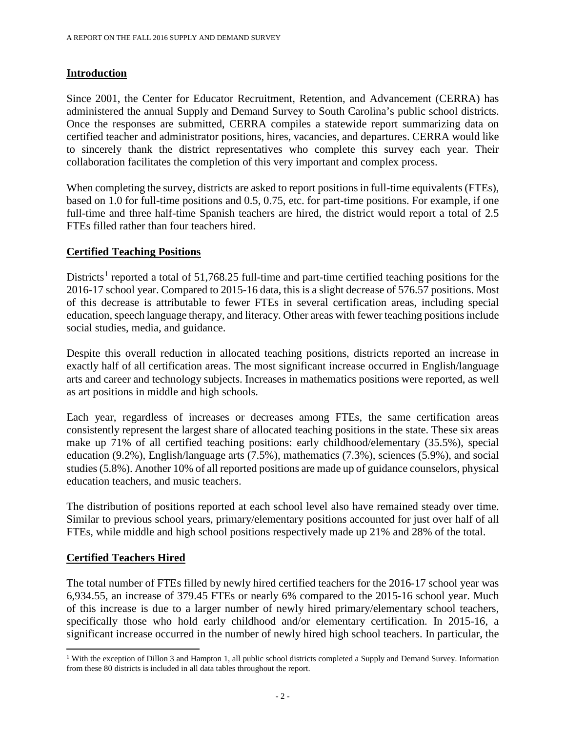## Introduction

Since 2001, the Center for Educator Recruitment, Retention, and Advancement (CERRA) has administered the annual Supply and Demand Survey to South Carolina's public school districts. Once the responses are submitted, CERRA compiles a statewide report summarizing data on certified teacher and administrator positions, hires, vacancies, and departures. CERRA would like to sincerely thank the district representatives who complete this survey each year. Their collaboration facilitates the completion of this very important and complex process.

When completing the survey, districts are asked to report positions in full-time equivalents (FTEs), based on 1.0 for full-time positions and 0.5, 0.75, etc. for part-time positions. For example, if one full-time and three half-time Spanish teachers are hired, the district would report a total of 2.5 FTEs filled rather than four teachers hired.

## Certified Teaching Positions

Districts[1] reported a total of 51,768.25 full-time and part-time certified teaching positions for the 2016-17 school year. Compared to 2015-16 data, this is a slight decrease of 576.57 positions. Most of this decrease is attributable to fewer FTEs in several certification areas, including special education, speech language therapy, and literacy. Other areas with fewer teaching positions include social studies, media, and guidance.

Despite this overall reduction in allocated teaching positions, districts reported an increase in exactly half of all certification areas. The most significant increase occurred in English/language arts and career and technology subjects. Increases in mathematics positions were reported, as well as art positions in middle and high schools.

Each year, regardless of increases or decreases among FTEs, the same certification areas consistently represent the largest share of allocated teaching positions in the state. These six areas make up 71% of all certified teaching positions: early childhood/elementary (35.5%), special education (9.2%), English/language arts (7.5%), mathematics (7.3%), sciences (5.9%), and social studies (5.8%). Another 10% of all reported positions are made up of guidance counselors, physical education teachers, and music teachers.

The distribution of positions reported at each school level also have remained steady over time. Similar to previous school years, primary/elementary positions accounted for just over half of all FTEs, while middle and high school positions respectively made up 21% and 28% of the total.

## Certified Teachers Hired

The total number of FTEs filled by newly hired certified teachers for the 2016-17 school year was 6,934.55, an increase of 379.45 FTEs or nearly 6% compared to the 2015-16 school year. Much of this increase is due to a larger number of newly hired primary/elementary school teachers, specifically those who hold early childhood and/or elementary certification. In 2015-16, a significant increase occurred in the number of newly hired high school teachers. In particular, the

---

[1] With the exception of Dillon 3 and Hampton 1, all public school districts completed a Supply and Demand Survey. Information from these 80 districts is included in all data tables throughout the report.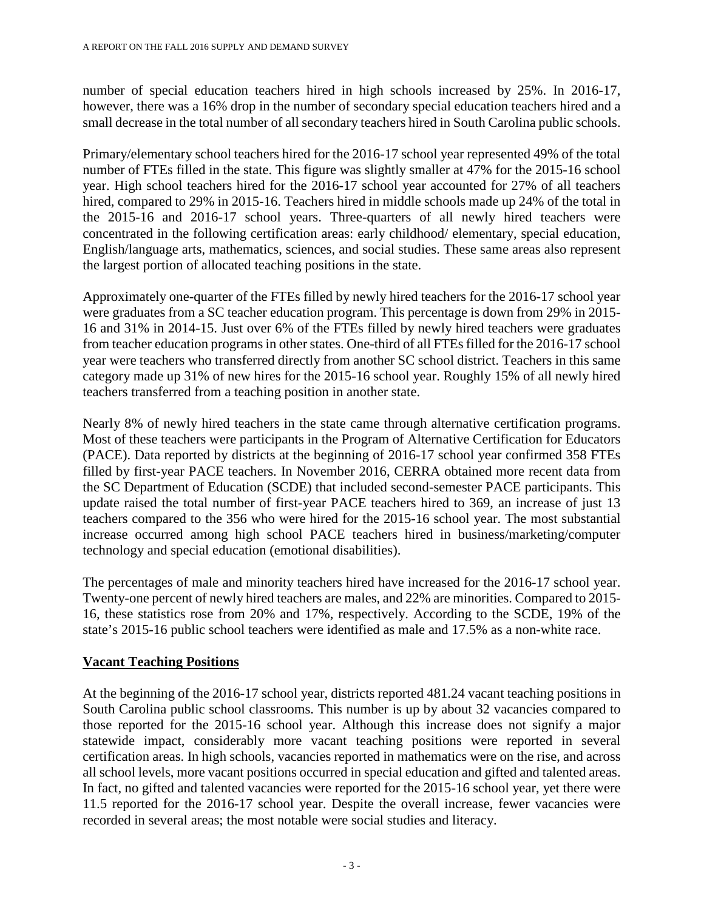number of special education teachers hired in high schools increased by 25%. In 2016-17, however, there was a 16% drop in the number of secondary special education teachers hired and a small decrease in the total number of all secondary teachers hired in South Carolina public schools.

Primary/elementary school teachers hired for the 2016-17 school year represented 49% of the total number of FTEs filled in the state. This figure was slightly smaller at 47% for the 2015-16 school year. High school teachers hired for the 2016-17 school year accounted for 27% of all teachers hired, compared to 29% in 2015-16. Teachers hired in middle schools made up 24% of the total in the 2015-16 and 2016-17 school years. Three-quarters of all newly hired teachers were concentrated in the following certification areas: early childhood/ elementary, special education, English/language arts, mathematics, sciences, and social studies. These same areas also represent the largest portion of allocated teaching positions in the state.

Approximately one-quarter of the FTEs filled by newly hired teachers for the 2016-17 school year were graduates from a SC teacher education program. This percentage is down from 29% in 2015-16 and 31% in 2014-15. Just over 6% of the FTEs filled by newly hired teachers were graduates from teacher education programs in other states. One-third of all FTEs filled for the 2016-17 school year were teachers who transferred directly from another SC school district. Teachers in this same category made up 31% of new hires for the 2015-16 school year. Roughly 15% of all newly hired teachers transferred from a teaching position in another state.

Nearly 8% of newly hired teachers in the state came through alternative certification programs. Most of these teachers were participants in the Program of Alternative Certification for Educators (PACE). Data reported by districts at the beginning of 2016-17 school year confirmed 358 FTEs filled by first-year PACE teachers. In November 2016, CERRA obtained more recent data from the SC Department of Education (SCDE) that included second-semester PACE participants. This update raised the total number of first-year PACE teachers hired to 369, an increase of just 13 teachers compared to the 356 who were hired for the 2015-16 school year. The most substantial increase occurred among high school PACE teachers hired in business/marketing/computer technology and special education (emotional disabilities).

The percentages of male and minority teachers hired have increased for the 2016-17 school year. Twenty-one percent of newly hired teachers are males, and 22% are minorities. Compared to 2015-16, these statistics rose from 20% and 17%, respectively. According to the SCDE, 19% of the state's 2015-16 public school teachers were identified as male and 17.5% as a non-white race.

## Vacant Teaching Positions

At the beginning of the 2016-17 school year, districts reported 481.24 vacant teaching positions in South Carolina public school classrooms. This number is up by about 32 vacancies compared to those reported for the 2015-16 school year. Although this increase does not signify a major statewide impact, considerably more vacant teaching positions were reported in several certification areas. In high schools, vacancies reported in mathematics were on the rise, and across all school levels, more vacant positions occurred in special education and gifted and talented areas. In fact, no gifted and talented vacancies were reported for the 2015-16 school year, yet there were 11.5 reported for the 2016-17 school year. Despite the overall increase, fewer vacancies were recorded in several areas; the most notable were social studies and literacy.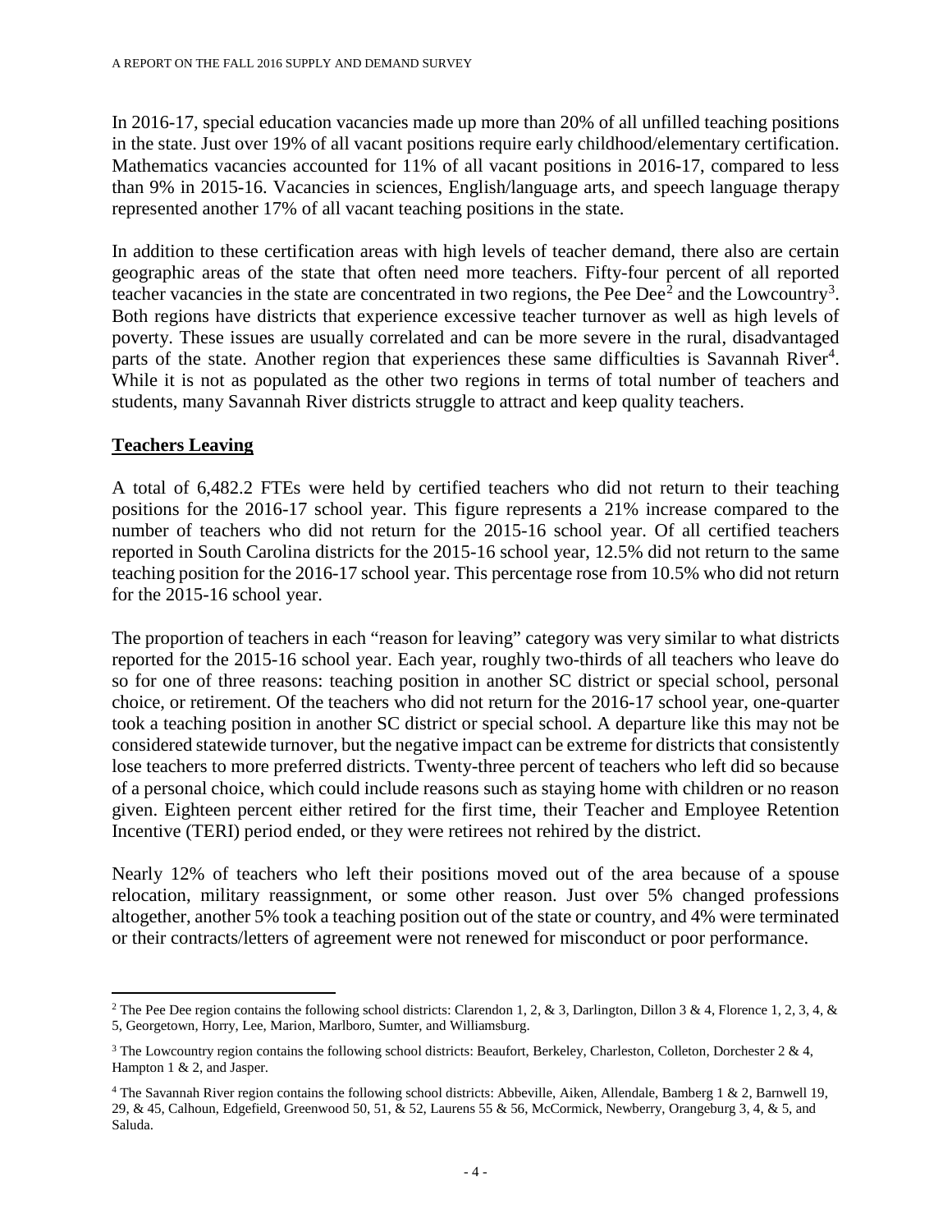In 2016-17, special education vacancies made up more than 20% of all unfilled teaching positions in the state. Just over 19% of all vacant positions require early childhood/elementary certification. Mathematics vacancies accounted for 11% of all vacant positions in 2016-17, compared to less than 9% in 2015-16. Vacancies in sciences, English/language arts, and speech language therapy represented another 17% of all vacant teaching positions in the state.

In addition to these certification areas with high levels of teacher demand, there also are certain geographic areas of the state that often need more teachers. Fifty-four percent of all reported teacher vacancies in the state are concentrated in two regions, the Pee Dee[2] and the Lowcountry[3]. Both regions have districts that experience excessive teacher turnover as well as high levels of poverty. These issues are usually correlated and can be more severe in the rural, disadvantaged parts of the state. Another region that experiences these same difficulties is Savannah River[4]. While it is not as populated as the other two regions in terms of total number of teachers and students, many Savannah River districts struggle to attract and keep quality teachers.

## **Teachers Leaving**

A total of 6,482.2 FTEs were held by certified teachers who did not return to their teaching positions for the 2016-17 school year. This figure represents a 21% increase compared to the number of teachers who did not return for the 2015-16 school year. Of all certified teachers reported in South Carolina districts for the 2015-16 school year, 12.5% did not return to the same teaching position for the 2016-17 school year. This percentage rose from 10.5% who did not return for the 2015-16 school year.

The proportion of teachers in each "reason for leaving" category was very similar to what districts reported for the 2015-16 school year. Each year, roughly two-thirds of all teachers who leave do so for one of three reasons: teaching position in another SC district or special school, personal choice, or retirement. Of the teachers who did not return for the 2016-17 school year, one-quarter took a teaching position in another SC district or special school. A departure like this may not be considered statewide turnover, but the negative impact can be extreme for districts that consistently lose teachers to more preferred districts. Twenty-three percent of teachers who left did so because of a personal choice, which could include reasons such as staying home with children or no reason given. Eighteen percent either retired for the first time, their Teacher and Employee Retention Incentive (TERI) period ended, or they were retirees not rehired by the district.

Nearly 12% of teachers who left their positions moved out of the area because of a spouse relocation, military reassignment, or some other reason. Just over 5% changed professions altogether, another 5% took a teaching position out of the state or country, and 4% were terminated or their contracts/letters of agreement were not renewed for misconduct or poor performance.

---

[2] The Pee Dee region contains the following school districts: Clarendon 1, 2, & 3, Darlington, Dillon 3 & 4, Florence 1, 2, 3, 4, & 5, Georgetown, Horry, Lee, Marion, Marlboro, Sumter, and Williamsburg.

[3] The Lowcountry region contains the following school districts: Beaufort, Berkeley, Charleston, Colleton, Dorchester 2 & 4, Hampton 1 & 2, and Jasper.

[4] The Savannah River region contains the following school districts: Abbeville, Aiken, Allendale, Bamberg 1 & 2, Barnwell 19, 29, & 45, Calhoun, Edgefield, Greenwood 50, 51, & 52, Laurens 55 & 56, McCormick, Newberry, Orangeburg 3, 4, & 5, and Saluda.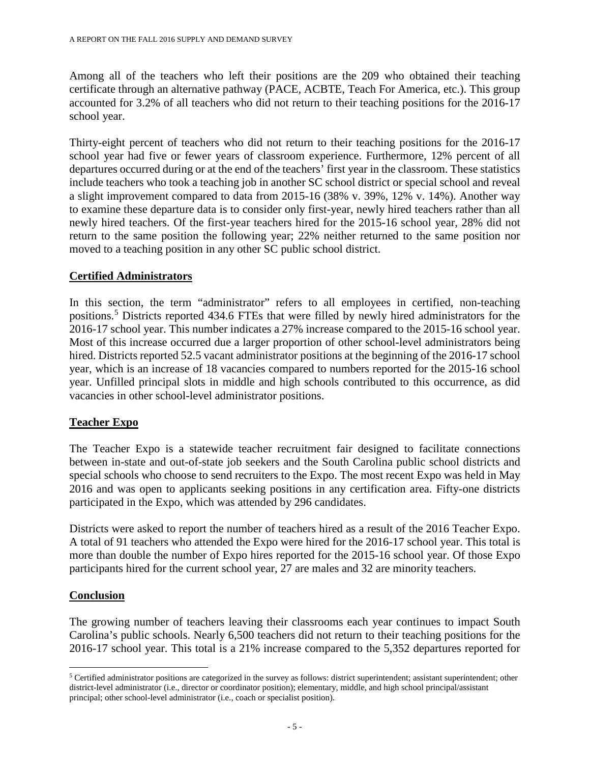Among all of the teachers who left their positions are the 209 who obtained their teaching certificate through an alternative pathway (PACE, ACBTE, Teach For America, etc.). This group accounted for 3.2% of all teachers who did not return to their teaching positions for the 2016-17 school year.

Thirty-eight percent of teachers who did not return to their teaching positions for the 2016-17 school year had five or fewer years of classroom experience. Furthermore, 12% percent of all departures occurred during or at the end of the teachers' first year in the classroom. These statistics include teachers who took a teaching job in another SC school district or special school and reveal a slight improvement compared to data from 2015-16 (38% v. 39%, 12% v. 14%). Another way to examine these departure data is to consider only first-year, newly hired teachers rather than all newly hired teachers. Of the first-year teachers hired for the 2015-16 school year, 28% did not return to the same position the following year; 22% neither returned to the same position nor moved to a teaching position in any other SC public school district.

## Certified Administrators

In this section, the term "administrator" refers to all employees in certified, non-teaching positions.[5] Districts reported 434.6 FTEs that were filled by newly hired administrators for the 2016-17 school year. This number indicates a 27% increase compared to the 2015-16 school year. Most of this increase occurred due a larger proportion of other school-level administrators being hired. Districts reported 52.5 vacant administrator positions at the beginning of the 2016-17 school year, which is an increase of 18 vacancies compared to numbers reported for the 2015-16 school year. Unfilled principal slots in middle and high schools contributed to this occurrence, as did vacancies in other school-level administrator positions.

## Teacher Expo

The Teacher Expo is a statewide teacher recruitment fair designed to facilitate connections between in-state and out-of-state job seekers and the South Carolina public school districts and special schools who choose to send recruiters to the Expo. The most recent Expo was held in May 2016 and was open to applicants seeking positions in any certification area. Fifty-one districts participated in the Expo, which was attended by 296 candidates.

Districts were asked to report the number of teachers hired as a result of the 2016 Teacher Expo. A total of 91 teachers who attended the Expo were hired for the 2016-17 school year. This total is more than double the number of Expo hires reported for the 2015-16 school year. Of those Expo participants hired for the current school year, 27 are males and 32 are minority teachers.

## Conclusion

The growing number of teachers leaving their classrooms each year continues to impact South Carolina's public schools. Nearly 6,500 teachers did not return to their teaching positions for the 2016-17 school year. This total is a 21% increase compared to the 5,352 departures reported for

[5] Certified administrator positions are categorized in the survey as follows: district superintendent; assistant superintendent; other district-level administrator (i.e., director or coordinator position); elementary, middle, and high school principal/assistant principal; other school-level administrator (i.e., coach or specialist position).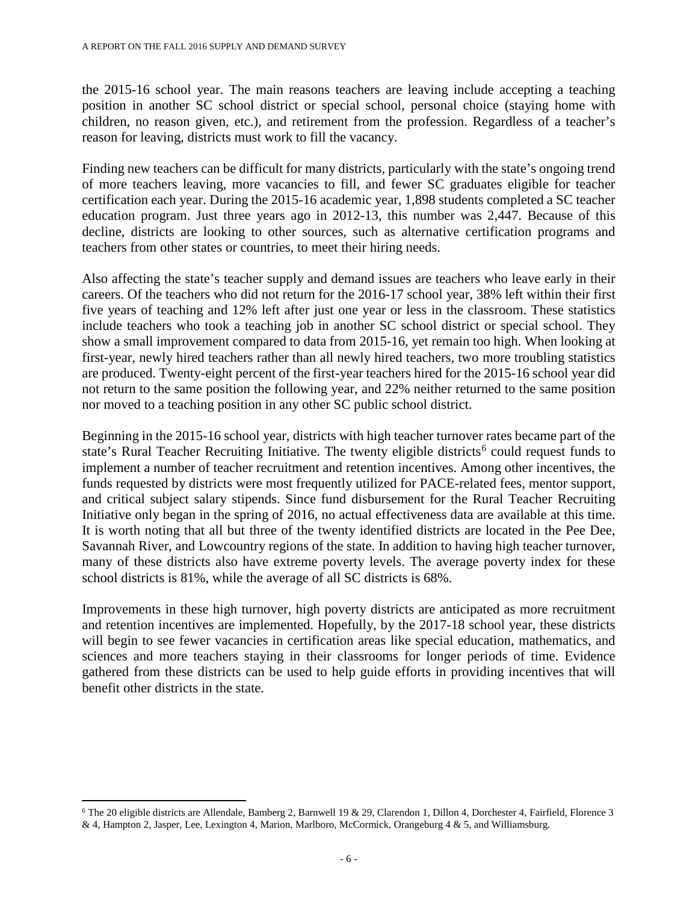the 2015-16 school year. The main reasons teachers are leaving include accepting a teaching position in another SC school district or special school, personal choice (staying home with children, no reason given, etc.), and retirement from the profession. Regardless of a teacher's reason for leaving, districts must work to fill the vacancy.

Finding new teachers can be difficult for many districts, particularly with the state's ongoing trend of more teachers leaving, more vacancies to fill, and fewer SC graduates eligible for teacher certification each year. During the 2015-16 academic year, 1,898 students completed a SC teacher education program. Just three years ago in 2012-13, this number was 2,447. Because of this decline, districts are looking to other sources, such as alternative certification programs and teachers from other states or countries, to meet their hiring needs.

Also affecting the state's teacher supply and demand issues are teachers who leave early in their careers. Of the teachers who did not return for the 2016-17 school year, 38% left within their first five years of teaching and 12% left after just one year or less in the classroom. These statistics include teachers who took a teaching job in another SC school district or special school. They show a small improvement compared to data from 2015-16, yet remain too high. When looking at first-year, newly hired teachers rather than all newly hired teachers, two more troubling statistics are produced. Twenty-eight percent of the first-year teachers hired for the 2015-16 school year did not return to the same position the following year, and 22% neither returned to the same position nor moved to a teaching position in any other SC public school district.

Beginning in the 2015-16 school year, districts with high teacher turnover rates became part of the state's Rural Teacher Recruiting Initiative. The twenty eligible districts[6] could request funds to implement a number of teacher recruitment and retention incentives. Among other incentives, the funds requested by districts were most frequently utilized for PACE-related fees, mentor support, and critical subject salary stipends. Since fund disbursement for the Rural Teacher Recruiting Initiative only began in the spring of 2016, no actual effectiveness data are available at this time. It is worth noting that all but three of the twenty identified districts are located in the Pee Dee, Savannah River, and Lowcountry regions of the state. In addition to having high teacher turnover, many of these districts also have extreme poverty levels. The average poverty index for these school districts is 81%, while the average of all SC districts is 68%.

Improvements in these high turnover, high poverty districts are anticipated as more recruitment and retention incentives are implemented. Hopefully, by the 2017-18 school year, these districts will begin to see fewer vacancies in certification areas like special education, mathematics, and sciences and more teachers staying in their classrooms for longer periods of time. Evidence gathered from these districts can be used to help guide efforts in providing incentives that will benefit other districts in the state.

[6] The 20 eligible districts are Allendale, Bamberg 2, Barnwell 19 & 29, Clarendon 1, Dillon 4, Dorchester 4, Fairfield, Florence 3 & 4, Hampton 2, Jasper, Lee, Lexington 4, Marion, Marlboro, McCormick, Orangeburg 4 & 5, and Williamsburg.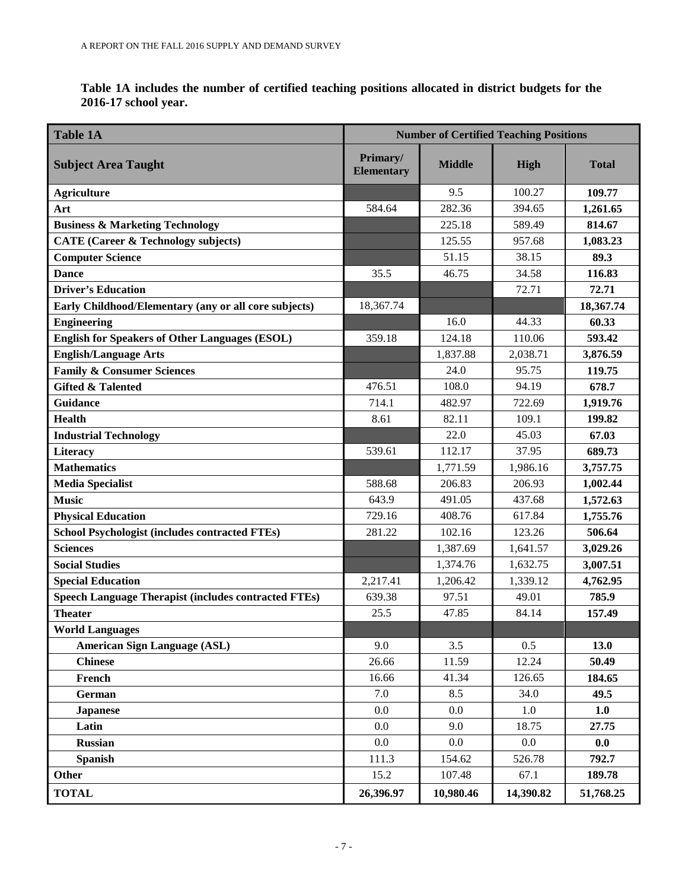**Table 1A includes the number of certified teaching positions allocated in district budgets for the 2016-17 school year.**

| Table 1A | Number of Certified Teaching Positions | | | |
|---|---|---|---|---|
| **Subject Area Taught** | **Primary/ Elementary** | **Middle** | **High** | **Total** |
| **Agriculture** | | 9.5 | 100.27 | **109.77** |
| **Art** | 584.64 | 282.36 | 394.65 | **1,261.65** |
| **Business & Marketing Technology** | | 225.18 | 589.49 | **814.67** |
| **CATE (Career & Technology subjects)** | | 125.55 | 957.68 | **1,083.23** |
| **Computer Science** | | 51.15 | 38.15 | **89.3** |
| **Dance** | 35.5 | 46.75 | 34.58 | **116.83** |
| **Driver's Education** | | | 72.71 | **72.71** |
| **Early Childhood/Elementary (any or all core subjects)** | 18,367.74 | | | **18,367.74** |
| **Engineering** | | 16.0 | 44.33 | **60.33** |
| **English for Speakers of Other Languages (ESOL)** | 359.18 | 124.18 | 110.06 | **593.42** |
| **English/Language Arts** | | 1,837.88 | 2,038.71 | **3,876.59** |
| **Family & Consumer Sciences** | | 24.0 | 95.75 | **119.75** |
| **Gifted & Talented** | 476.51 | 108.0 | 94.19 | **678.7** |
| **Guidance** | 714.1 | 482.97 | 722.69 | **1,919.76** |
| **Health** | 8.61 | 82.11 | 109.1 | **199.82** |
| **Industrial Technology** | | 22.0 | 45.03 | **67.03** |
| **Literacy** | 539.61 | 112.17 | 37.95 | **689.73** |
| **Mathematics** | | 1,771.59 | 1,986.16 | **3,757.75** |
| **Media Specialist** | 588.68 | 206.83 | 206.93 | **1,002.44** |
| **Music** | 643.9 | 491.05 | 437.68 | **1,572.63** |
| **Physical Education** | 729.16 | 408.76 | 617.84 | **1,755.76** |
| **School Psychologist (includes contracted FTEs)** | 281.22 | 102.16 | 123.26 | **506.64** |
| **Sciences** | | 1,387.69 | 1,641.57 | **3,029.26** |
| **Social Studies** | | 1,374.76 | 1,632.75 | **3,007.51** |
| **Special Education** | 2,217.41 | 1,206.42 | 1,339.12 | **4,762.95** |
| **Speech Language Therapist (includes contracted FTEs)** | 639.38 | 97.51 | 49.01 | **785.9** |
| **Theater** | 25.5 | 47.85 | 84.14 | **157.49** |
| **World Languages** | | | | |
| **American Sign Language (ASL)** | 9.0 | 3.5 | 0.5 | **13.0** |
| **Chinese** | 26.66 | 11.59 | 12.24 | **50.49** |
| **French** | 16.66 | 41.34 | 126.65 | **184.65** |
| **German** | 7.0 | 8.5 | 34.0 | **49.5** |
| **Japanese** | 0.0 | 0.0 | 1.0 | **1.0** |
| **Latin** | 0.0 | 9.0 | 18.75 | **27.75** |
| **Russian** | 0.0 | 0.0 | 0.0 | **0.0** |
| **Spanish** | 111.3 | 154.62 | 526.78 | **792.7** |
| **Other** | 15.2 | 107.48 | 67.1 | **189.78** |
| **TOTAL** | **26,396.97** | **10,980.46** | **14,390.82** | **51,768.25** |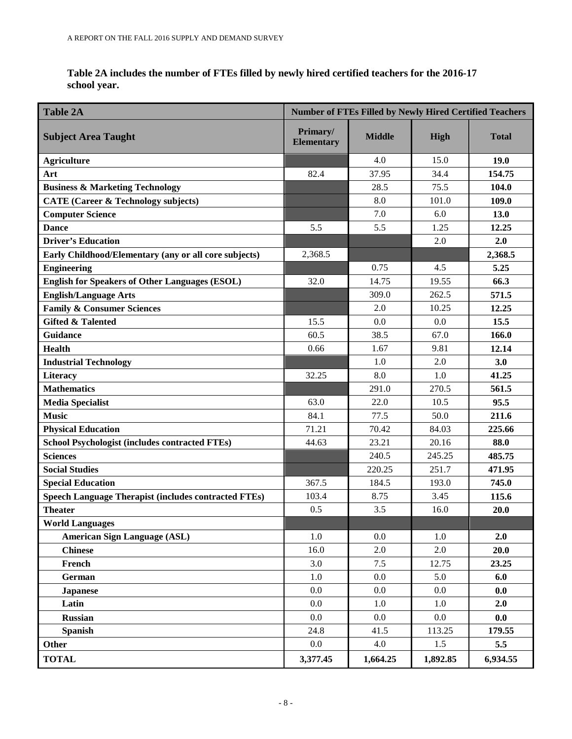**Table 2A includes the number of FTEs filled by newly hired certified teachers for the 2016-17 school year.**

| Table 2A | Number of FTEs Filled by Newly Hired Certified Teachers | | | |
|---|---|---|---|---|
| **Subject Area Taught** | **Primary/ Elementary** | **Middle** | **High** | **Total** |
| **Agriculture** | | 4.0 | 15.0 | **19.0** |
| **Art** | 82.4 | 37.95 | 34.4 | **154.75** |
| **Business & Marketing Technology** | | 28.5 | 75.5 | **104.0** |
| **CATE (Career & Technology subjects)** | | 8.0 | 101.0 | **109.0** |
| **Computer Science** | | 7.0 | 6.0 | **13.0** |
| **Dance** | 5.5 | 5.5 | 1.25 | **12.25** |
| **Driver's Education** | | | 2.0 | **2.0** |
| **Early Childhood/Elementary (any or all core subjects)** | 2,368.5 | | | **2,368.5** |
| **Engineering** | | 0.75 | 4.5 | **5.25** |
| **English for Speakers of Other Languages (ESOL)** | 32.0 | 14.75 | 19.55 | **66.3** |
| **English/Language Arts** | | 309.0 | 262.5 | **571.5** |
| **Family & Consumer Sciences** | | 2.0 | 10.25 | **12.25** |
| **Gifted & Talented** | 15.5 | 0.0 | 0.0 | **15.5** |
| **Guidance** | 60.5 | 38.5 | 67.0 | **166.0** |
| **Health** | 0.66 | 1.67 | 9.81 | **12.14** |
| **Industrial Technology** | | 1.0 | 2.0 | **3.0** |
| **Literacy** | 32.25 | 8.0 | 1.0 | **41.25** |
| **Mathematics** | | 291.0 | 270.5 | **561.5** |
| **Media Specialist** | 63.0 | 22.0 | 10.5 | **95.5** |
| **Music** | 84.1 | 77.5 | 50.0 | **211.6** |
| **Physical Education** | 71.21 | 70.42 | 84.03 | **225.66** |
| **School Psychologist (includes contracted FTEs)** | 44.63 | 23.21 | 20.16 | **88.0** |
| **Sciences** | | 240.5 | 245.25 | **485.75** |
| **Social Studies** | | 220.25 | 251.7 | **471.95** |
| **Special Education** | 367.5 | 184.5 | 193.0 | **745.0** |
| **Speech Language Therapist (includes contracted FTEs)** | 103.4 | 8.75 | 3.45 | **115.6** |
| **Theater** | 0.5 | 3.5 | 16.0 | **20.0** |
| **World Languages** | | | | |
| **American Sign Language (ASL)** | 1.0 | 0.0 | 1.0 | **2.0** |
| **Chinese** | 16.0 | 2.0 | 2.0 | **20.0** |
| **French** | 3.0 | 7.5 | 12.75 | **23.25** |
| **German** | 1.0 | 0.0 | 5.0 | **6.0** |
| **Japanese** | 0.0 | 0.0 | 0.0 | **0.0** |
| **Latin** | 0.0 | 1.0 | 1.0 | **2.0** |
| **Russian** | 0.0 | 0.0 | 0.0 | **0.0** |
| **Spanish** | 24.8 | 41.5 | 113.25 | **179.55** |
| **Other** | 0.0 | 4.0 | 1.5 | **5.5** |
| **TOTAL** | **3,377.45** | **1,664.25** | **1,892.85** | **6,934.55** |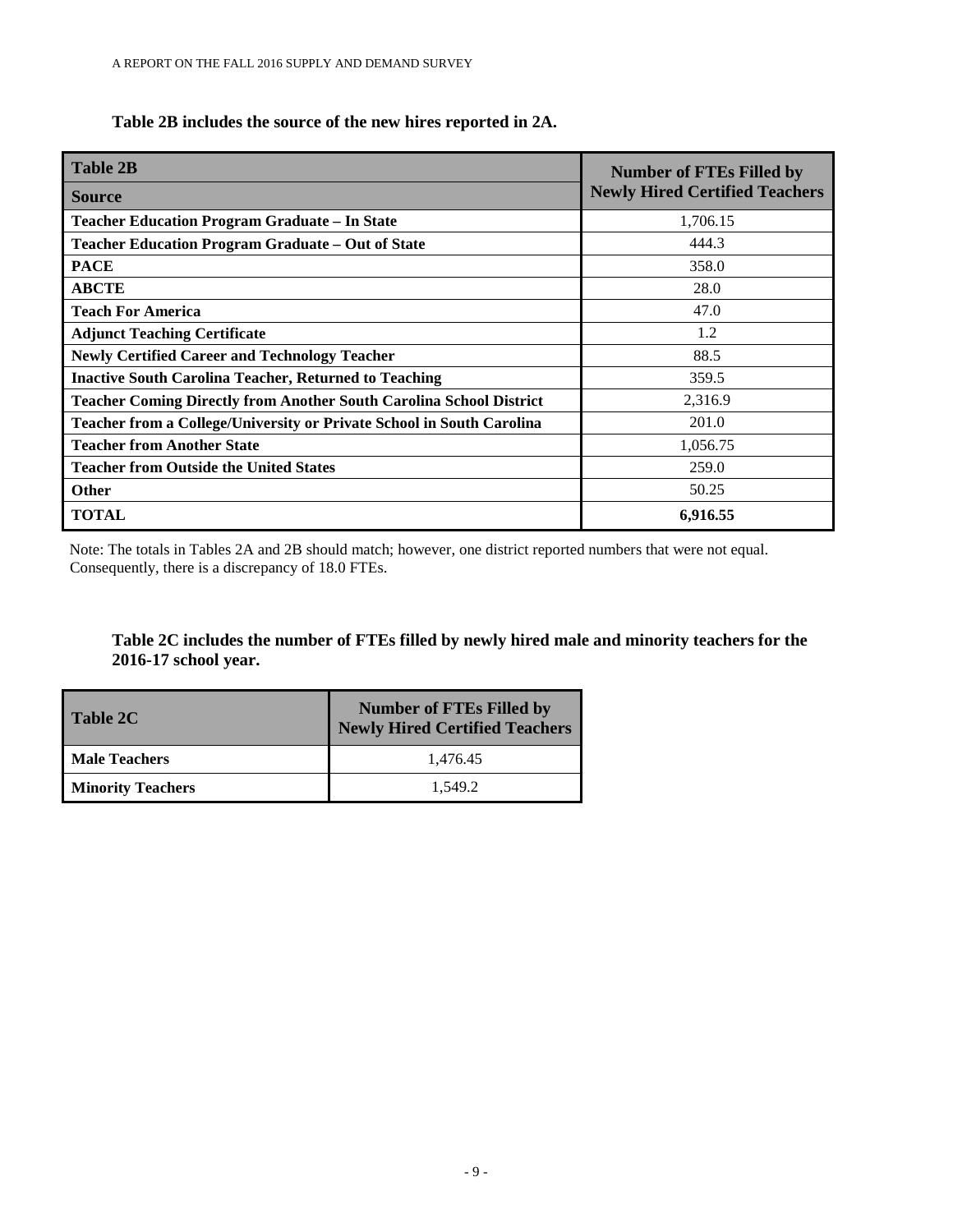**Table 2B includes the source of the new hires reported in 2A.**

| Table 2B<br>Source | Number of FTEs Filled by Newly Hired Certified Teachers |
|---|---|
| **Teacher Education Program Graduate – In State** | 1,706.15 |
| **Teacher Education Program Graduate – Out of State** | 444.3 |
| **PACE** | 358.0 |
| **ABCTE** | 28.0 |
| **Teach For America** | 47.0 |
| **Adjunct Teaching Certificate** | 1.2 |
| **Newly Certified Career and Technology Teacher** | 88.5 |
| **Inactive South Carolina Teacher, Returned to Teaching** | 359.5 |
| **Teacher Coming Directly from Another South Carolina School District** | 2,316.9 |
| **Teacher from a College/University or Private School in South Carolina** | 201.0 |
| **Teacher from Another State** | 1,056.75 |
| **Teacher from Outside the United States** | 259.0 |
| **Other** | 50.25 |
| **TOTAL** | **6,916.55** |

Note: The totals in Tables 2A and 2B should match; however, one district reported numbers that were not equal. Consequently, there is a discrepancy of 18.0 FTEs.

**Table 2C includes the number of FTEs filled by newly hired male and minority teachers for the 2016-17 school year.**

| Table 2C | Number of FTEs Filled by Newly Hired Certified Teachers |
|---|---|
| **Male Teachers** | 1,476.45 |
| **Minority Teachers** | 1,549.2 |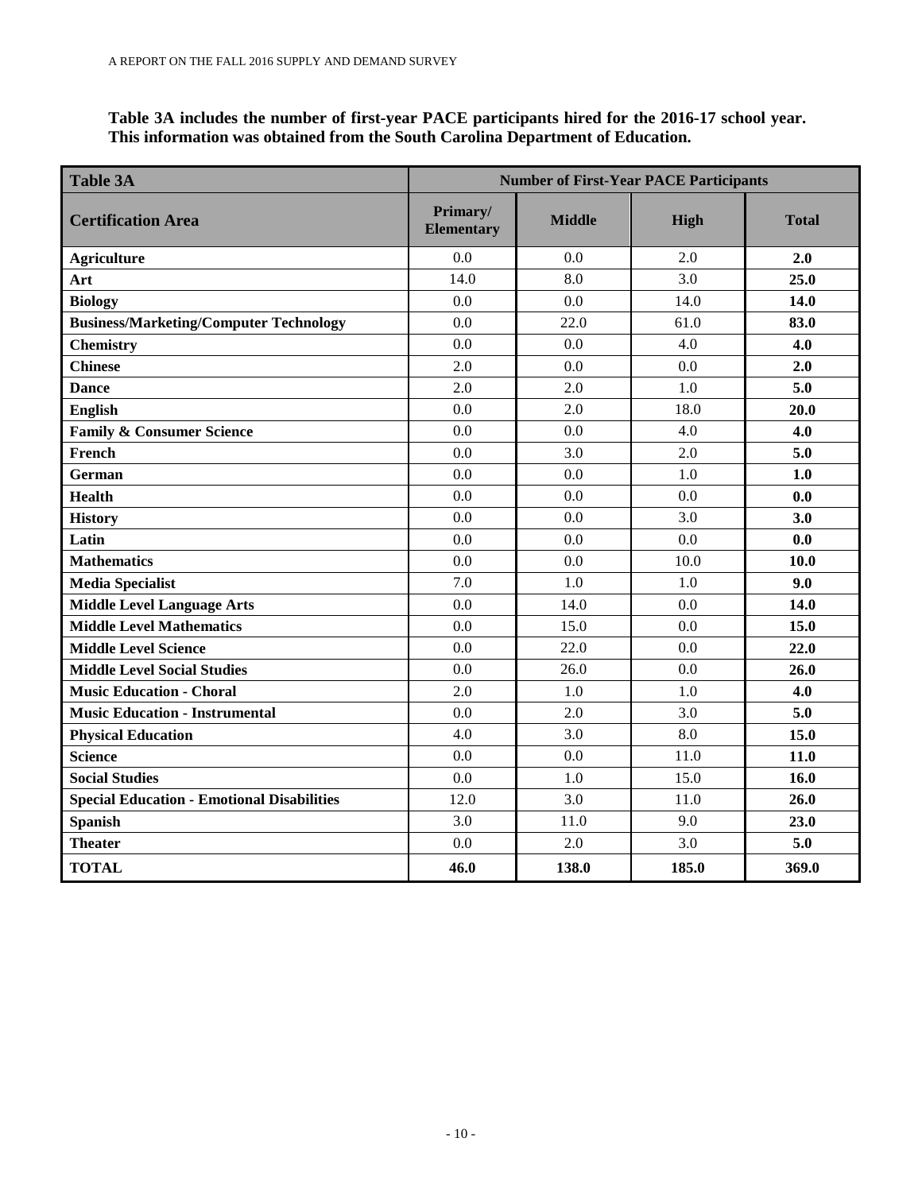**Table 3A includes the number of first-year PACE participants hired for the 2016-17 school year. This information was obtained from the South Carolina Department of Education.**

| Table 3A | Number of First-Year PACE Participants | | | |
|---|---|---|---|---|
| **Certification Area** | **Primary/ Elementary** | **Middle** | **High** | **Total** |
| **Agriculture** | 0.0 | 0.0 | 2.0 | **2.0** |
| **Art** | 14.0 | 8.0 | 3.0 | **25.0** |
| **Biology** | 0.0 | 0.0 | 14.0 | **14.0** |
| **Business/Marketing/Computer Technology** | 0.0 | 22.0 | 61.0 | **83.0** |
| **Chemistry** | 0.0 | 0.0 | 4.0 | **4.0** |
| **Chinese** | 2.0 | 0.0 | 0.0 | **2.0** |
| **Dance** | 2.0 | 2.0 | 1.0 | **5.0** |
| **English** | 0.0 | 2.0 | 18.0 | **20.0** |
| **Family & Consumer Science** | 0.0 | 0.0 | 4.0 | **4.0** |
| **French** | 0.0 | 3.0 | 2.0 | **5.0** |
| **German** | 0.0 | 0.0 | 1.0 | **1.0** |
| **Health** | 0.0 | 0.0 | 0.0 | **0.0** |
| **History** | 0.0 | 0.0 | 3.0 | **3.0** |
| **Latin** | 0.0 | 0.0 | 0.0 | **0.0** |
| **Mathematics** | 0.0 | 0.0 | 10.0 | **10.0** |
| **Media Specialist** | 7.0 | 1.0 | 1.0 | **9.0** |
| **Middle Level Language Arts** | 0.0 | 14.0 | 0.0 | **14.0** |
| **Middle Level Mathematics** | 0.0 | 15.0 | 0.0 | **15.0** |
| **Middle Level Science** | 0.0 | 22.0 | 0.0 | **22.0** |
| **Middle Level Social Studies** | 0.0 | 26.0 | 0.0 | **26.0** |
| **Music Education - Choral** | 2.0 | 1.0 | 1.0 | **4.0** |
| **Music Education - Instrumental** | 0.0 | 2.0 | 3.0 | **5.0** |
| **Physical Education** | 4.0 | 3.0 | 8.0 | **15.0** |
| **Science** | 0.0 | 0.0 | 11.0 | **11.0** |
| **Social Studies** | 0.0 | 1.0 | 15.0 | **16.0** |
| **Special Education - Emotional Disabilities** | 12.0 | 3.0 | 11.0 | **26.0** |
| **Spanish** | 3.0 | 11.0 | 9.0 | **23.0** |
| **Theater** | 0.0 | 2.0 | 3.0 | **5.0** |
| **TOTAL** | **46.0** | **138.0** | **185.0** | **369.0** |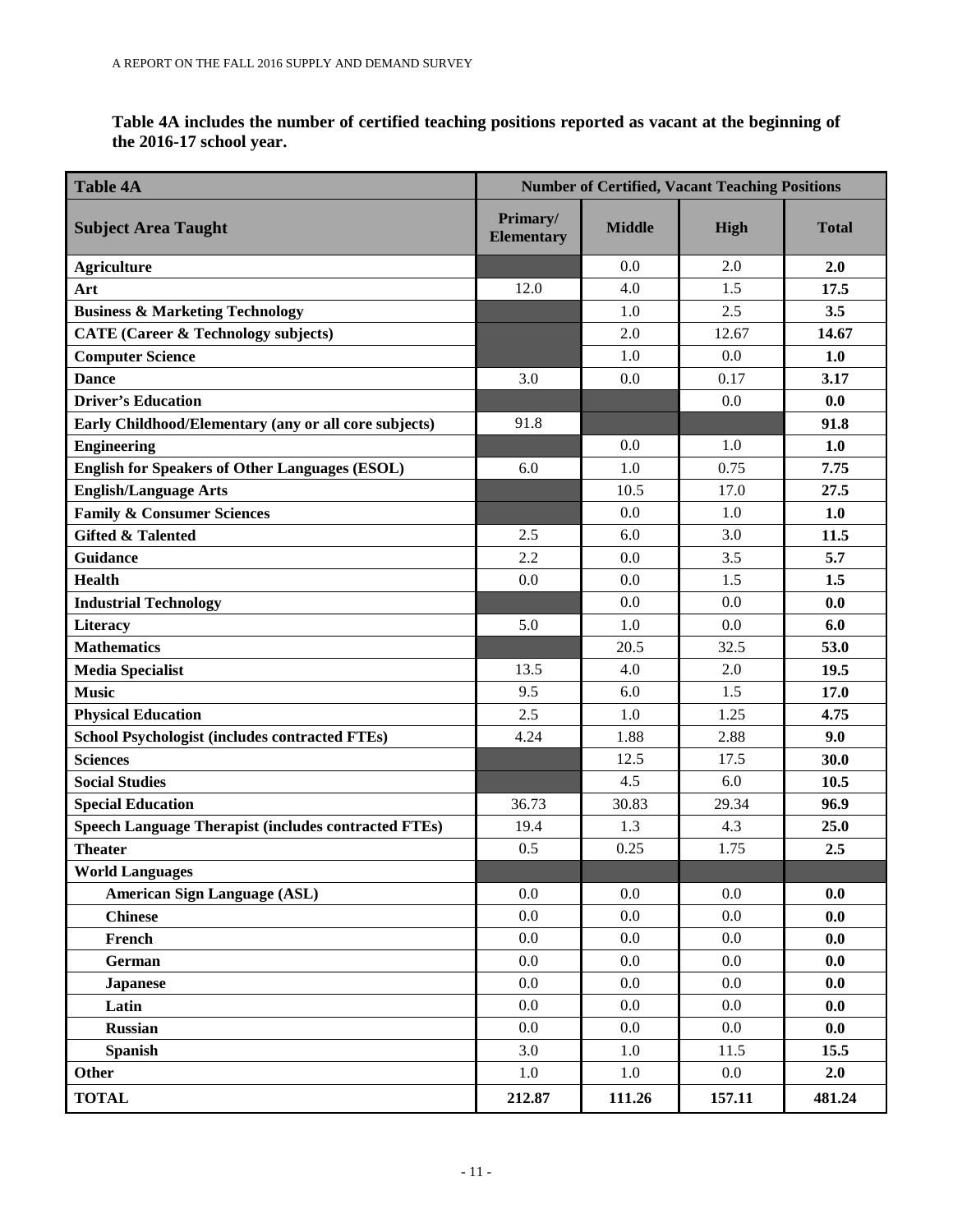**Table 4A includes the number of certified teaching positions reported as vacant at the beginning of the 2016-17 school year.**

| Table 4A | Number of Certified, Vacant Teaching Positions | | | |
|---|---|---|---|---|
| **Subject Area Taught** | **Primary/ Elementary** | **Middle** | **High** | **Total** |
| **Agriculture** | | 0.0 | 2.0 | **2.0** |
| **Art** | 12.0 | 4.0 | 1.5 | **17.5** |
| **Business & Marketing Technology** | | 1.0 | 2.5 | **3.5** |
| **CATE (Career & Technology subjects)** | | 2.0 | 12.67 | **14.67** |
| **Computer Science** | | 1.0 | 0.0 | **1.0** |
| **Dance** | 3.0 | 0.0 | 0.17 | **3.17** |
| **Driver's Education** | | | 0.0 | **0.0** |
| **Early Childhood/Elementary (any or all core subjects)** | 91.8 | | | **91.8** |
| **Engineering** | | 0.0 | 1.0 | **1.0** |
| **English for Speakers of Other Languages (ESOL)** | 6.0 | 1.0 | 0.75 | **7.75** |
| **English/Language Arts** | | 10.5 | 17.0 | **27.5** |
| **Family & Consumer Sciences** | | 0.0 | 1.0 | **1.0** |
| **Gifted & Talented** | 2.5 | 6.0 | 3.0 | **11.5** |
| **Guidance** | 2.2 | 0.0 | 3.5 | **5.7** |
| **Health** | 0.0 | 0.0 | 1.5 | **1.5** |
| **Industrial Technology** | | 0.0 | 0.0 | **0.0** |
| **Literacy** | 5.0 | 1.0 | 0.0 | **6.0** |
| **Mathematics** | | 20.5 | 32.5 | **53.0** |
| **Media Specialist** | 13.5 | 4.0 | 2.0 | **19.5** |
| **Music** | 9.5 | 6.0 | 1.5 | **17.0** |
| **Physical Education** | 2.5 | 1.0 | 1.25 | **4.75** |
| **School Psychologist (includes contracted FTEs)** | 4.24 | 1.88 | 2.88 | **9.0** |
| **Sciences** | | 12.5 | 17.5 | **30.0** |
| **Social Studies** | | 4.5 | 6.0 | **10.5** |
| **Special Education** | 36.73 | 30.83 | 29.34 | **96.9** |
| **Speech Language Therapist (includes contracted FTEs)** | 19.4 | 1.3 | 4.3 | **25.0** |
| **Theater** | 0.5 | 0.25 | 1.75 | **2.5** |
| **World Languages** | | | | |
| **American Sign Language (ASL)** | 0.0 | 0.0 | 0.0 | **0.0** |
| **Chinese** | 0.0 | 0.0 | 0.0 | **0.0** |
| **French** | 0.0 | 0.0 | 0.0 | **0.0** |
| **German** | 0.0 | 0.0 | 0.0 | **0.0** |
| **Japanese** | 0.0 | 0.0 | 0.0 | **0.0** |
| **Latin** | 0.0 | 0.0 | 0.0 | **0.0** |
| **Russian** | 0.0 | 0.0 | 0.0 | **0.0** |
| **Spanish** | 3.0 | 1.0 | 11.5 | **15.5** |
| **Other** | 1.0 | 1.0 | 0.0 | **2.0** |
| **TOTAL** | **212.87** | **111.26** | **157.11** | **481.24** |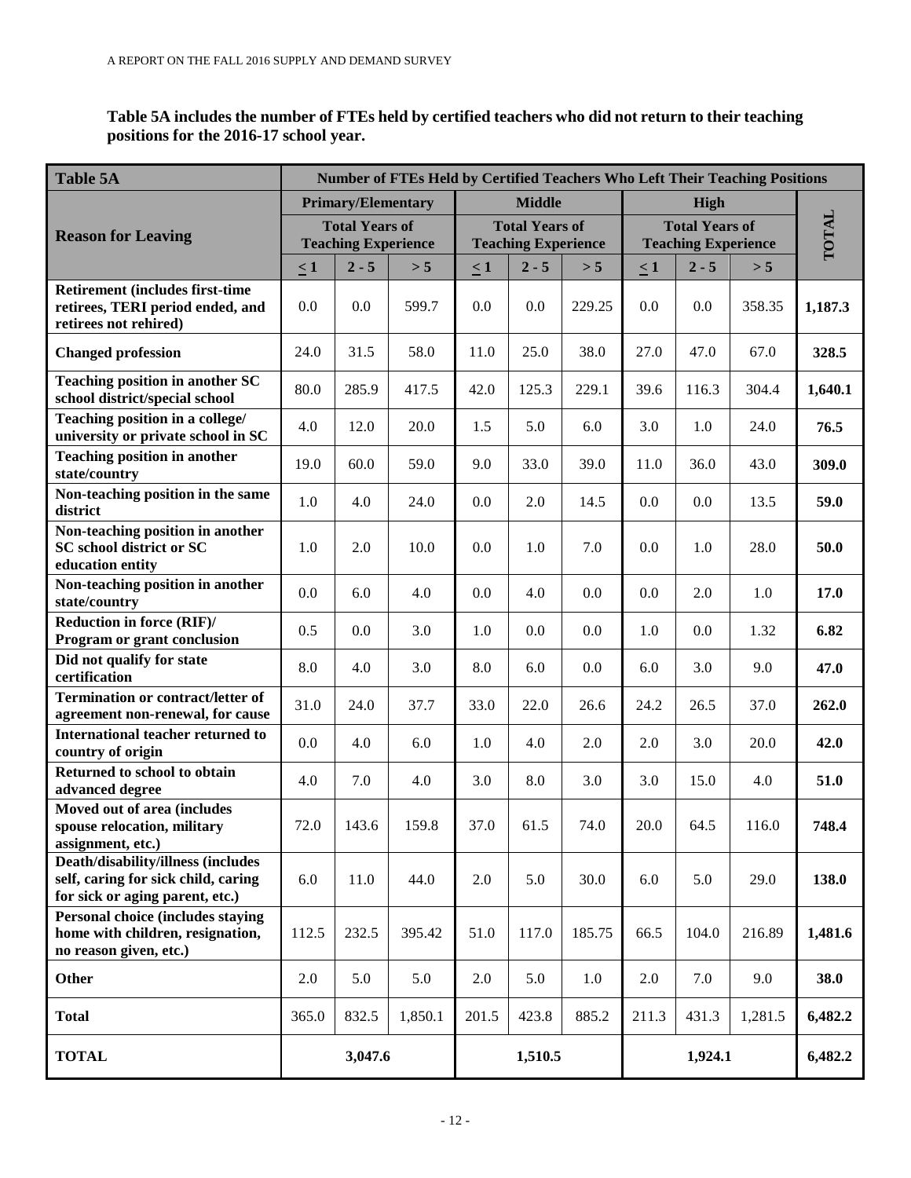**Table 5A includes the number of FTEs held by certified teachers who did not return to their teaching positions for the 2016-17 school year.**

| Table 5A | Number of FTEs Held by Certified Teachers Who Left Their Teaching Positions | | | | | | | | | |
|---|---|---|---|---|---|---|---|---|---|---|
| **Reason for Leaving** | **Primary/Elementary** | | | **Middle** | | | **High** | | | **TOTAL** |
| | **Total Years of Teaching Experience** | | | **Total Years of Teaching Experience** | | | **Total Years of Teaching Experience** | | | |
| | **≤ 1** | **2 - 5** | **> 5** | **≤ 1** | **2 - 5** | **> 5** | **≤ 1** | **2 - 5** | **> 5** | |
| **Retirement (includes first-time retirees, TERI period ended, and retirees not rehired)** | 0.0 | 0.0 | 599.7 | 0.0 | 0.0 | 229.25 | 0.0 | 0.0 | 358.35 | **1,187.3** |
| **Changed profession** | 24.0 | 31.5 | 58.0 | 11.0 | 25.0 | 38.0 | 27.0 | 47.0 | 67.0 | **328.5** |
| **Teaching position in another SC school district/special school** | 80.0 | 285.9 | 417.5 | 42.0 | 125.3 | 229.1 | 39.6 | 116.3 | 304.4 | **1,640.1** |
| **Teaching position in a college/ university or private school in SC** | 4.0 | 12.0 | 20.0 | 1.5 | 5.0 | 6.0 | 3.0 | 1.0 | 24.0 | **76.5** |
| **Teaching position in another state/country** | 19.0 | 60.0 | 59.0 | 9.0 | 33.0 | 39.0 | 11.0 | 36.0 | 43.0 | **309.0** |
| **Non-teaching position in the same district** | 1.0 | 4.0 | 24.0 | 0.0 | 2.0 | 14.5 | 0.0 | 0.0 | 13.5 | **59.0** |
| **Non-teaching position in another SC school district or SC education entity** | 1.0 | 2.0 | 10.0 | 0.0 | 1.0 | 7.0 | 0.0 | 1.0 | 28.0 | **50.0** |
| **Non-teaching position in another state/country** | 0.0 | 6.0 | 4.0 | 0.0 | 4.0 | 0.0 | 0.0 | 2.0 | 1.0 | **17.0** |
| **Reduction in force (RIF)/ Program or grant conclusion** | 0.5 | 0.0 | 3.0 | 1.0 | 0.0 | 0.0 | 1.0 | 0.0 | 1.32 | **6.82** |
| **Did not qualify for state certification** | 8.0 | 4.0 | 3.0 | 8.0 | 6.0 | 0.0 | 6.0 | 3.0 | 9.0 | **47.0** |
| **Termination or contract/letter of agreement non-renewal, for cause** | 31.0 | 24.0 | 37.7 | 33.0 | 22.0 | 26.6 | 24.2 | 26.5 | 37.0 | **262.0** |
| **International teacher returned to country of origin** | 0.0 | 4.0 | 6.0 | 1.0 | 4.0 | 2.0 | 2.0 | 3.0 | 20.0 | **42.0** |
| **Returned to school to obtain advanced degree** | 4.0 | 7.0 | 4.0 | 3.0 | 8.0 | 3.0 | 3.0 | 15.0 | 4.0 | **51.0** |
| **Moved out of area (includes spouse relocation, military assignment, etc.)** | 72.0 | 143.6 | 159.8 | 37.0 | 61.5 | 74.0 | 20.0 | 64.5 | 116.0 | **748.4** |
| **Death/disability/illness (includes self, caring for sick child, caring for sick or aging parent, etc.)** | 6.0 | 11.0 | 44.0 | 2.0 | 5.0 | 30.0 | 6.0 | 5.0 | 29.0 | **138.0** |
| **Personal choice (includes staying home with children, resignation, no reason given, etc.)** | 112.5 | 232.5 | 395.42 | 51.0 | 117.0 | 185.75 | 66.5 | 104.0 | 216.89 | **1,481.6** |
| **Other** | 2.0 | 5.0 | 5.0 | 2.0 | 5.0 | 1.0 | 2.0 | 7.0 | 9.0 | **38.0** |
| **Total** | 365.0 | 832.5 | 1,850.1 | 201.5 | 423.8 | 885.2 | 211.3 | 431.3 | 1,281.5 | **6,482.2** |
| **TOTAL** | **3,047.6** | | | **1,510.5** | | | **1,924.1** | | | **6,482.2** |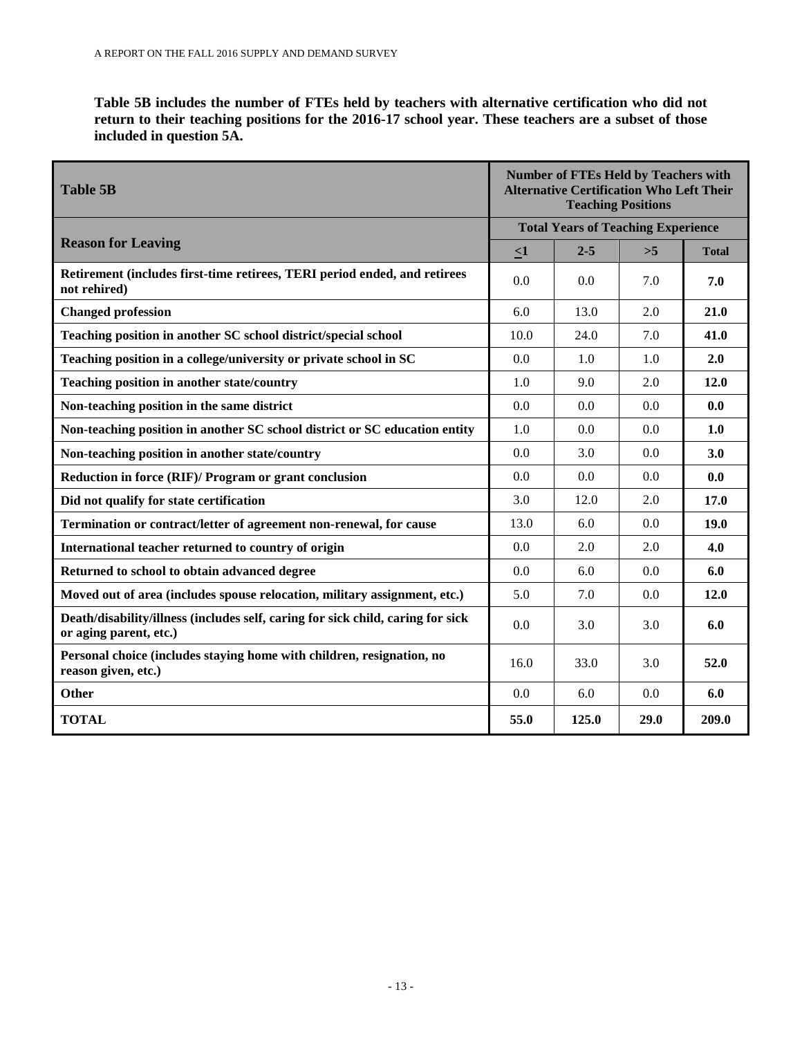**Table 5B includes the number of FTEs held by teachers with alternative certification who did not return to their teaching positions for the 2016-17 school year. These teachers are a subset of those included in question 5A.**

| Table 5B | Number of FTEs Held by Teachers with Alternative Certification Who Left Their Teaching Positions | | | |
|---|---|---|---|---|
| | Total Years of Teaching Experience | | | |
| Reason for Leaving | ≤1 | 2-5 | >5 | Total |
| Retirement (includes first-time retirees, TERI period ended, and retirees not rehired) | 0.0 | 0.0 | 7.0 | 7.0 |
| Changed profession | 6.0 | 13.0 | 2.0 | 21.0 |
| Teaching position in another SC school district/special school | 10.0 | 24.0 | 7.0 | 41.0 |
| Teaching position in a college/university or private school in SC | 0.0 | 1.0 | 1.0 | 2.0 |
| Teaching position in another state/country | 1.0 | 9.0 | 2.0 | 12.0 |
| Non-teaching position in the same district | 0.0 | 0.0 | 0.0 | 0.0 |
| Non-teaching position in another SC school district or SC education entity | 1.0 | 0.0 | 0.0 | 1.0 |
| Non-teaching position in another state/country | 0.0 | 3.0 | 0.0 | 3.0 |
| Reduction in force (RIF)/ Program or grant conclusion | 0.0 | 0.0 | 0.0 | 0.0 |
| Did not qualify for state certification | 3.0 | 12.0 | 2.0 | 17.0 |
| Termination or contract/letter of agreement non-renewal, for cause | 13.0 | 6.0 | 0.0 | 19.0 |
| International teacher returned to country of origin | 0.0 | 2.0 | 2.0 | 4.0 |
| Returned to school to obtain advanced degree | 0.0 | 6.0 | 0.0 | 6.0 |
| Moved out of area (includes spouse relocation, military assignment, etc.) | 5.0 | 7.0 | 0.0 | 12.0 |
| Death/disability/illness (includes self, caring for sick child, caring for sick or aging parent, etc.) | 0.0 | 3.0 | 3.0 | 6.0 |
| Personal choice (includes staying home with children, resignation, no reason given, etc.) | 16.0 | 33.0 | 3.0 | 52.0 |
| Other | 0.0 | 6.0 | 0.0 | 6.0 |
| **TOTAL** | **55.0** | **125.0** | **29.0** | **209.0** |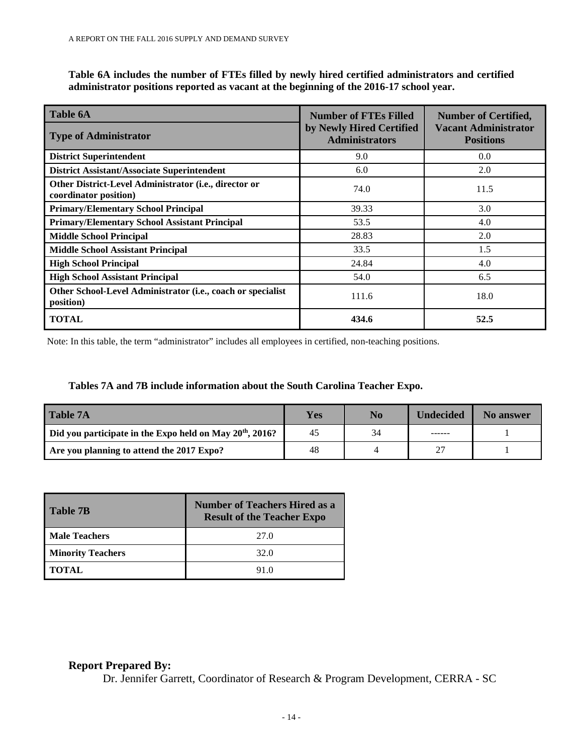**Table 6A includes the number of FTEs filled by newly hired certified administrators and certified administrator positions reported as vacant at the beginning of the 2016-17 school year.**

| Table 6A<br>Type of Administrator | Number of FTEs Filled by Newly Hired Certified Administrators | Number of Certified, Vacant Administrator Positions |
|---|---|---|
| **District Superintendent** | 9.0 | 0.0 |
| **District Assistant/Associate Superintendent** | 6.0 | 2.0 |
| **Other District-Level Administrator (i.e., director or coordinator position)** | 74.0 | 11.5 |
| **Primary/Elementary School Principal** | 39.33 | 3.0 |
| **Primary/Elementary School Assistant Principal** | 53.5 | 4.0 |
| **Middle School Principal** | 28.83 | 2.0 |
| **Middle School Assistant Principal** | 33.5 | 1.5 |
| **High School Principal** | 24.84 | 4.0 |
| **High School Assistant Principal** | 54.0 | 6.5 |
| **Other School-Level Administrator (i.e., coach or specialist position)** | 111.6 | 18.0 |
| **TOTAL** | **434.6** | **52.5** |

Note: In this table, the term "administrator" includes all employees in certified, non-teaching positions.

**Tables 7A and 7B include information about the South Carolina Teacher Expo.**

| Table 7A | Yes | No | Undecided | No answer |
|---|---|---|---|---|
| **Did you participate in the Expo held on May 20th, 2016?** | 45 | 34 | ------ | 1 |
| **Are you planning to attend the 2017 Expo?** | 48 | 4 | 27 | 1 |

| Table 7B | Number of Teachers Hired as a Result of the Teacher Expo |
|---|---|
| **Male Teachers** | 27.0 |
| **Minority Teachers** | 32.0 |
| **TOTAL** | 91.0 |

**Report Prepared By:**

Dr. Jennifer Garrett, Coordinator of Research & Program Development, CERRA - SC